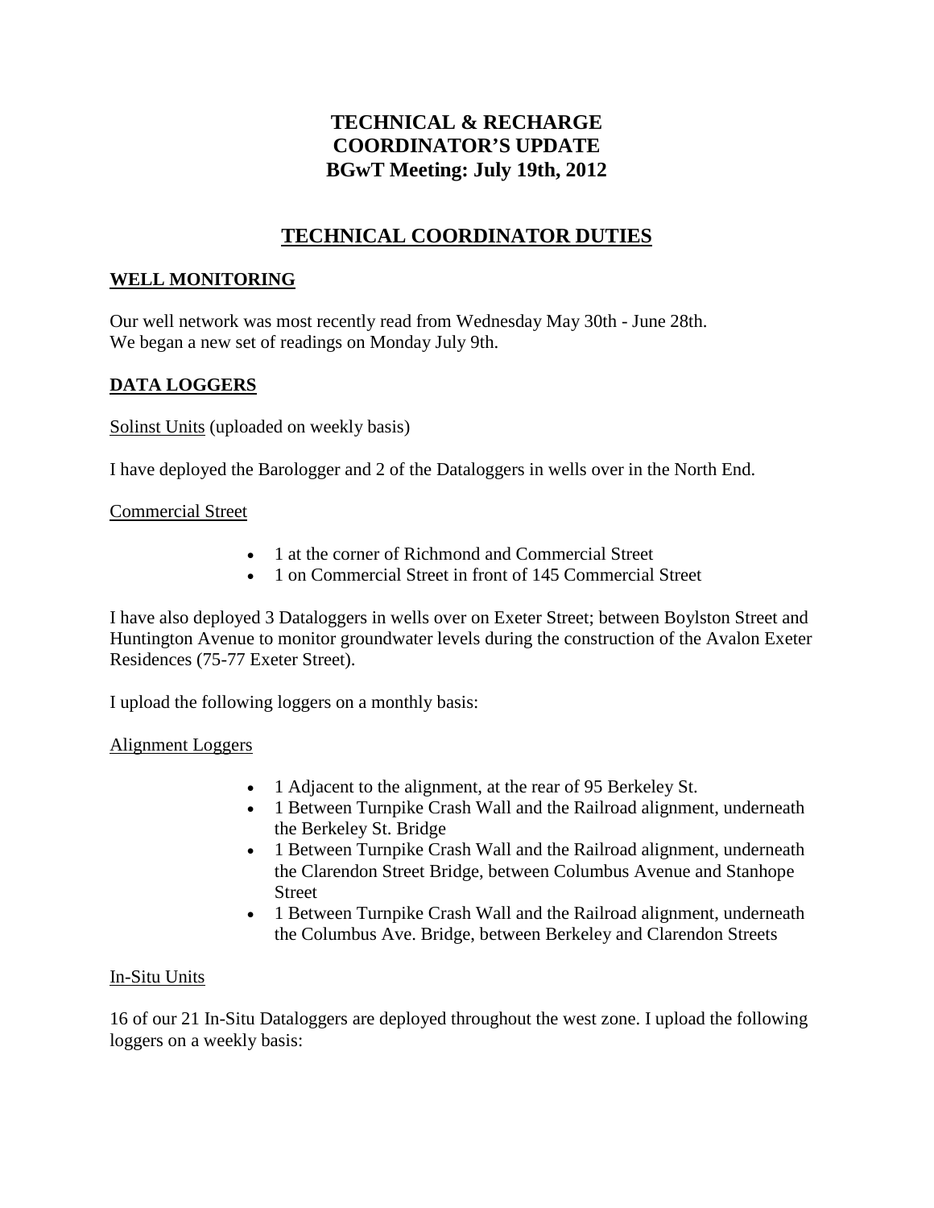# TECHNICAL & RECHARGE COORDINATOR'S UPDATE
# BGwT Meeting: July 19th, 2012

## TECHNICAL COORDINATOR DUTIES

### WELL MONITORING

Our well network was most recently read from Wednesday May 30th - June 28th.
We began a new set of readings on Monday July 9th.

### DATA LOGGERS

Solinst Units (uploaded on weekly basis)

I have deployed the Barologger and 2 of the Dataloggers in wells over in the North End.

Commercial Street

- 1 at the corner of Richmond and Commercial Street
- 1 on Commercial Street in front of 145 Commercial Street

I have also deployed 3 Dataloggers in wells over on Exeter Street; between Boylston Street and Huntington Avenue to monitor groundwater levels during the construction of the Avalon Exeter Residences (75-77 Exeter Street).

I upload the following loggers on a monthly basis:

Alignment Loggers

- 1 Adjacent to the alignment, at the rear of 95 Berkeley St.
- 1 Between Turnpike Crash Wall and the Railroad alignment, underneath the Berkeley St. Bridge
- 1 Between Turnpike Crash Wall and the Railroad alignment, underneath the Clarendon Street Bridge, between Columbus Avenue and Stanhope Street
- 1 Between Turnpike Crash Wall and the Railroad alignment, underneath the Columbus Ave. Bridge, between Berkeley and Clarendon Streets

In-Situ Units

16 of our 21 In-Situ Dataloggers are deployed throughout the west zone. I upload the following loggers on a weekly basis: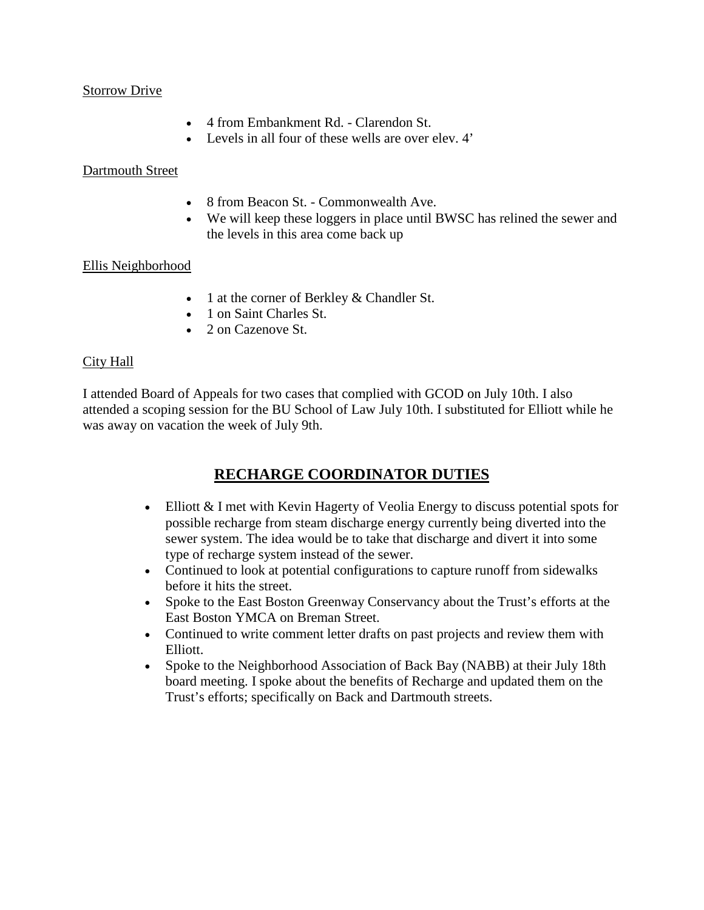<u>Storrow Drive</u>

- 4 from Embankment Rd. - Clarendon St.
- Levels in all four of these wells are over elev. 4’

<u>Dartmouth Street</u>

- 8 from Beacon St. - Commonwealth Ave.
- We will keep these loggers in place until BWSC has relined the sewer and the levels in this area come back up

<u>Ellis Neighborhood</u>

- 1 at the corner of Berkley & Chandler St.
- 1 on Saint Charles St.
- 2 on Cazenove St.

<u>City Hall</u>

I attended Board of Appeals for two cases that complied with GCOD on July 10th. I also attended a scoping session for the BU School of Law July 10th. I substituted for Elliott while he was away on vacation the week of July 9th.

## RECHARGE COORDINATOR DUTIES

- Elliott & I met with Kevin Hagerty of Veolia Energy to discuss potential spots for possible recharge from steam discharge energy currently being diverted into the sewer system. The idea would be to take that discharge and divert it into some type of recharge system instead of the sewer.
- Continued to look at potential configurations to capture runoff from sidewalks before it hits the street.
- Spoke to the East Boston Greenway Conservancy about the Trust’s efforts at the East Boston YMCA on Breman Street.
- Continued to write comment letter drafts on past projects and review them with Elliott.
- Spoke to the Neighborhood Association of Back Bay (NABB) at their July 18th board meeting. I spoke about the benefits of Recharge and updated them on the Trust’s efforts; specifically on Back and Dartmouth streets.